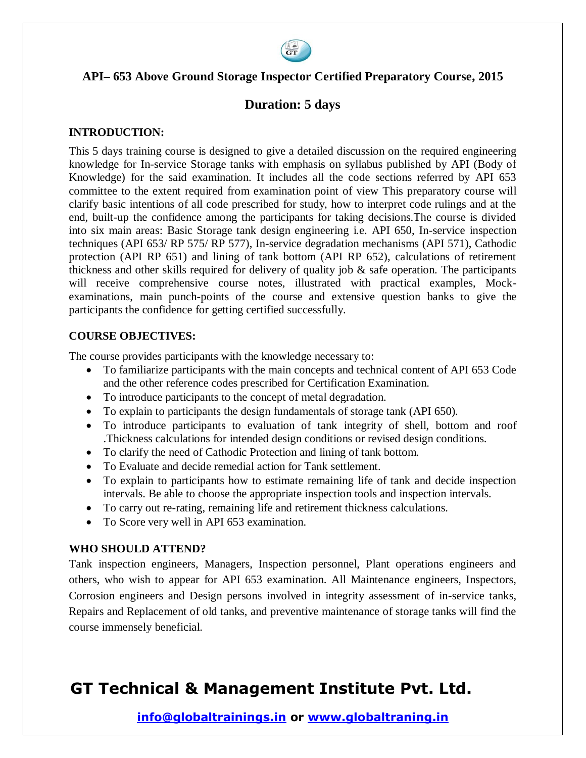## API– 653 Above Ground Storage Inspector Certified Preparatory Course, 2015

## Duration: 5 days

**INTRODUCTION:**

This 5 days training course is designed to give a detailed discussion on the required engineering knowledge for In-service Storage tanks with emphasis on syllabus published by API (Body of Knowledge) for the said examination. It includes all the code sections referred by API 653 committee to the extent required from examination point of view This preparatory course will clarify basic intentions of all code prescribed for study, how to interpret code rulings and at the end, built-up the confidence among the participants for taking decisions.The course is divided into six main areas: Basic Storage tank design engineering i.e. API 650, In-service inspection techniques (API 653/ RP 575/ RP 577), In-service degradation mechanisms (API 571), Cathodic protection (API RP 651) and lining of tank bottom (API RP 652), calculations of retirement thickness and other skills required for delivery of quality job & safe operation. The participants will receive comprehensive course notes, illustrated with practical examples, Mock-examinations, main punch-points of the course and extensive question banks to give the participants the confidence for getting certified successfully.

**COURSE OBJECTIVES:**

The course provides participants with the knowledge necessary to:

- To familiarize participants with the main concepts and technical content of API 653 Code and the other reference codes prescribed for Certification Examination.
- To introduce participants to the concept of metal degradation.
- To explain to participants the design fundamentals of storage tank (API 650).
- To introduce participants to evaluation of tank integrity of shell, bottom and roof .Thickness calculations for intended design conditions or revised design conditions.
- To clarify the need of Cathodic Protection and lining of tank bottom.
- To Evaluate and decide remedial action for Tank settlement.
- To explain to participants how to estimate remaining life of tank and decide inspection intervals. Be able to choose the appropriate inspection tools and inspection intervals.
- To carry out re-rating, remaining life and retirement thickness calculations.
- To Score very well in API 653 examination.

**WHO SHOULD ATTEND?**

Tank inspection engineers, Managers, Inspection personnel, Plant operations engineers and others, who wish to appear for API 653 examination. All Maintenance engineers, Inspectors, Corrosion engineers and Design persons involved in integrity assessment of in-service tanks, Repairs and Replacement of old tanks, and preventive maintenance of storage tanks will find the course immensely beneficial.

**GT Technical & Management Institute Pvt. Ltd.**

**info@globaltrainings.in or www.globaltraning.in**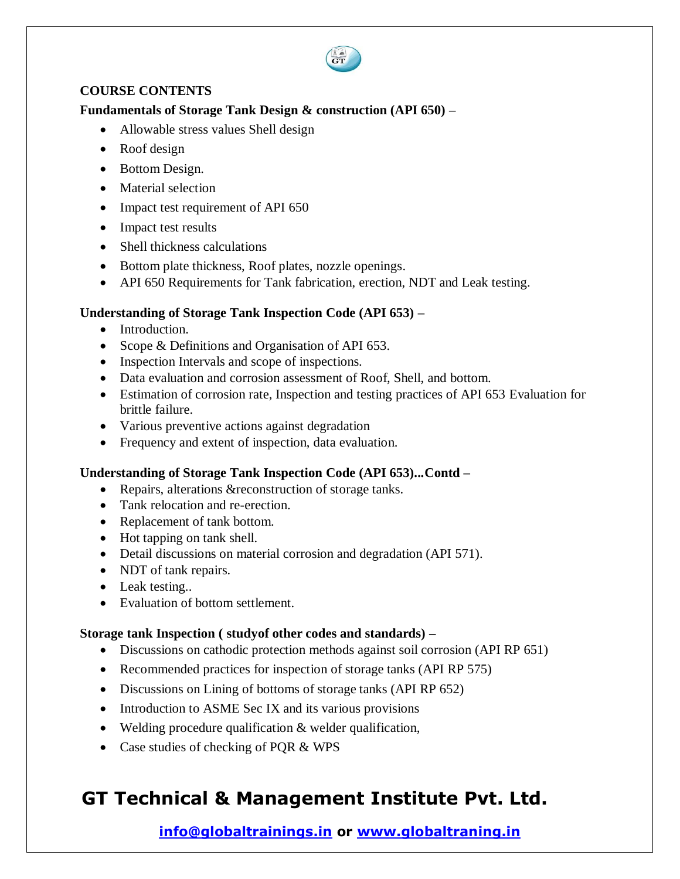**COURSE CONTENTS**

**Fundamentals of Storage Tank Design & construction (API 650) –**

- Allowable stress values Shell design
- Roof design
- Bottom Design.
- Material selection
- Impact test requirement of API 650
- Impact test results
- Shell thickness calculations
- Bottom plate thickness, Roof plates, nozzle openings.
- API 650 Requirements for Tank fabrication, erection, NDT and Leak testing.

**Understanding of Storage Tank Inspection Code (API 653) –**

- Introduction.
- Scope & Definitions and Organisation of API 653.
- Inspection Intervals and scope of inspections.
- Data evaluation and corrosion assessment of Roof, Shell, and bottom.
- Estimation of corrosion rate, Inspection and testing practices of API 653 Evaluation for brittle failure.
- Various preventive actions against degradation
- Frequency and extent of inspection, data evaluation.

**Understanding of Storage Tank Inspection Code (API 653)...Contd –**

- Repairs, alterations &reconstruction of storage tanks.
- Tank relocation and re-erection.
- Replacement of tank bottom.
- Hot tapping on tank shell.
- Detail discussions on material corrosion and degradation (API 571).
- NDT of tank repairs.
- Leak testing..
- Evaluation of bottom settlement.

**Storage tank Inspection ( studyof other codes and standards) –**

- Discussions on cathodic protection methods against soil corrosion (API RP 651)
- Recommended practices for inspection of storage tanks (API RP 575)
- Discussions on Lining of bottoms of storage tanks (API RP 652)
- Introduction to ASME Sec IX and its various provisions
- Welding procedure qualification & welder qualification,
- Case studies of checking of PQR & WPS

## GT Technical & Management Institute Pvt. Ltd.

**info@globaltrainings.in or www.globaltraning.in**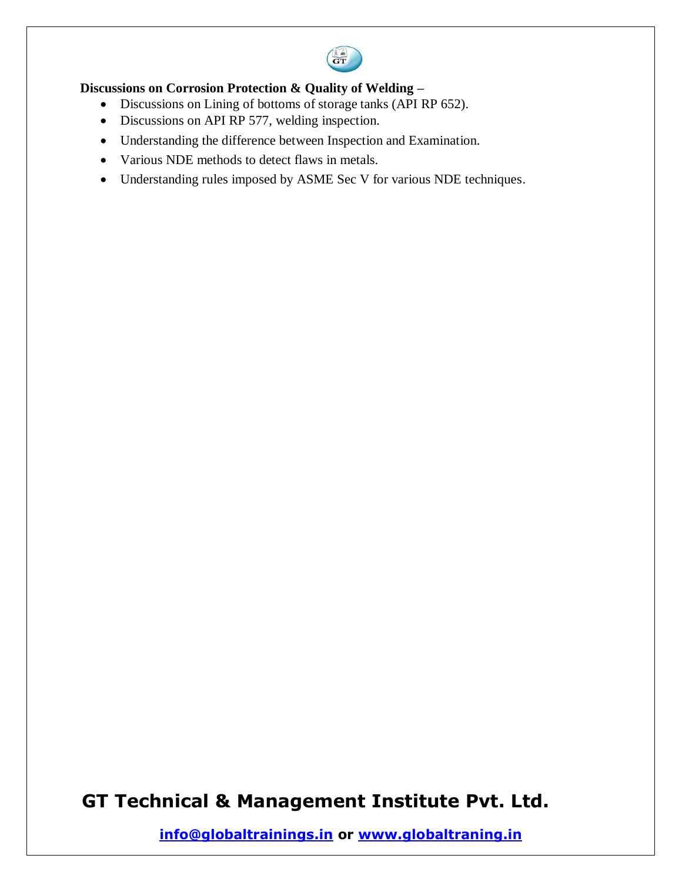**Discussions on Corrosion Protection & Quality of Welding –**

- Discussions on Lining of bottoms of storage tanks (API RP 652).
- Discussions on API RP 577, welding inspection.
- Understanding the difference between Inspection and Examination.
- Various NDE methods to detect flaws in metals.
- Understanding rules imposed by ASME Sec V for various NDE techniques.

**GT Technical & Management Institute Pvt. Ltd.**

**info@globaltrainings.in or www.globaltraning.in**